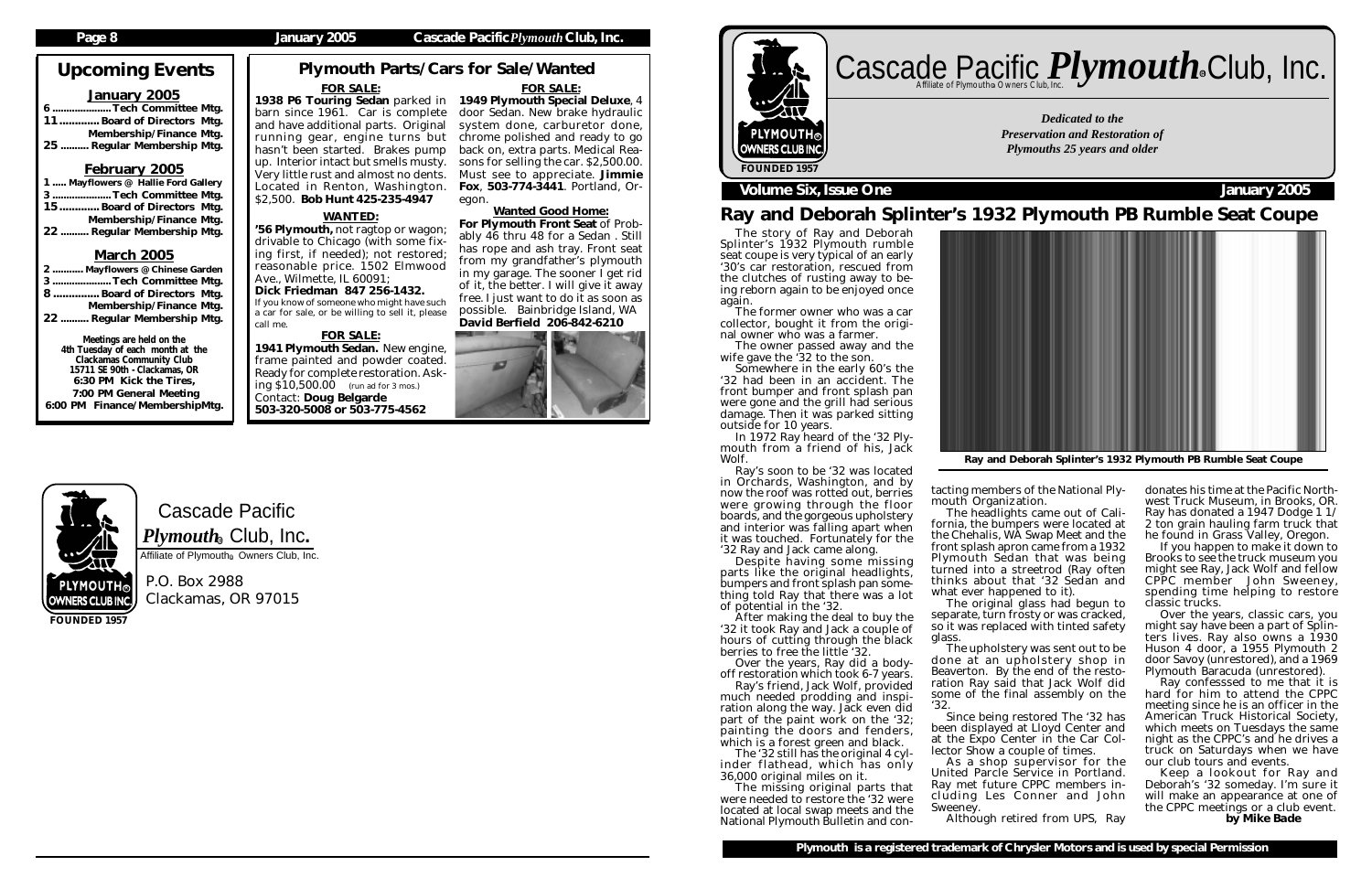## Upcoming Events

### January 2005

- 6 .................... Tech Committee Mtg.
- 11 ............ Board of Directors Mtg. Membership/Finance Mtg.
- 25 ......... Regular Membership Mtg.

### February 2005

- 1 ..... Mayflowers @ Hallie Ford Gallery
- 3 .................... Tech Committee Mtg.
- 15 ............ Board of Directors Mtg. Membership/Finance Mtg.
- 22 ......... Regular Membership Mtg.

### March 2005

- 2 .......... Mayflowers @ Chinese Garden
- 3 .................... Tech Committee Mtg.
- 8 .............. Board of Directors Mtg. Membership/Finance Mtg.
- 22 ......... Regular Membership Mtg.

**Meetings are held on the 4th Tuesday of each month at the Clackamas Community Club 15711 SE 90th - Clackamas, OR**
**6:30 PM Kick the Tires,**
**7:00 PM General Meeting**
**6:00 PM Finance/MembershipMtg.**

## Plymouth Parts/Cars for Sale/Wanted

**FOR SALE:**

**1938 P6 Touring Sedan** parked in barn since 1961. Car is complete and have additional parts. Original running gear, engine turns but hasn't been started. Brakes pump up. Interior intact but smells musty. Very little rust and almost no dents. Located in Renton, Washington. $2,500. **Bob Hunt 425-235-4947**

**WANTED:**

**'56 Plymouth,** not ragtop or wagon; drivable to Chicago (with some fixing first, if needed); not restored; reasonable price. 1502 Elmwood Ave., Wilmette, IL 60091;
**Dick Friedman 847 256-1432.**
If you know of someone who might have such a car for sale, or be willing to sell it, please call me.

**FOR SALE:**

**1941 Plymouth Sedan.** New engine, frame painted and powder coated. Ready for complete restoration. Asking $10,500.00 (run ad for 3 mos.)
Contact: **Doug Belgarde 503-320-5008 or 503-775-4562**

**FOR SALE:**

**1949 Plymouth Special Deluxe**, 4 door Sedan. New brake hydraulic system done, carburetor done, chrome polished and ready to go back on, extra parts. Medical Reasons for selling the car. $2,500.00. Must see to appreciate. **Jimmie Fox**, **503-774-3441**. Portland, Oregon.

**Wanted Good Home:**

**For Plymouth Front Seat** of Probably 46 thru 48 for a Sedan . Still has rope and ash tray. Front seat from my grandfather's plymouth in my garage. The sooner I get rid of it, the better. I will give it away free. I just want to do it as soon as possible. Bainbridge Island, WA
**David Berfield 206-842-6210**

Cascade Pacific *Plymouth*® Club, Inc.
Affiliate of Plymouth® Owners Club, Inc.

P.O. Box 2988
Clackamas, OR 97015

# Cascade Pacific *Plymouth*® Club, Inc.

Affiliate of Plymouth® Owners Club, Inc.

*Dedicated to the Preservation and Restoration of Plymouths 25 years and older*

**Volume Six, Issue One** — **January 2005**

## Ray and Deborah Splinter's 1932 Plymouth PB Rumble Seat Coupe

The story of Ray and Deborah Splinter's 1932 Plymouth rumble seat coupe is very typical of an early '30's car restoration, rescued from the clutches of rusting away to being reborn again to be enjoyed once again.

The former owner who was a car collector, bought it from the original owner who was a farmer.

The owner passed away and the wife gave the '32 to the son.

Somewhere in the early 60's the '32 had been in an accident. The front bumper and front splash pan were gone and the grill had serious damage. Then it was parked sitting outside for 10 years.

In 1972 Ray heard of the '32 Plymouth from a friend of his, Jack Wolf.

Ray's soon to be '32 was located in Orchards, Washington, and by now the roof was rotted out, berries were growing through the floor boards, and the gorgeous upholstery and interior was falling apart when it was touched. Fortunately for the '32 Ray and Jack came along.

Despite having some missing parts like the original headlights, bumpers and front splash pan something told Ray that there was a lot of potential in the '32.

After making the deal to buy the '32 it took Ray and Jack a couple of hours of cutting through the black berries to free the little '32.

Over the years, Ray did a body-off restoration which took 6-7 years.

Ray's friend, Jack Wolf, provided much needed prodding and inspiration along the way. Jack even did part of the paint work on the '32; painting the doors and fenders, which is a forest green and black.

The '32 still has the original 4 cylinder flathead, which has only 36,000 original miles on it.

The missing original parts that were needed to restore the '32 were located at local swap meets and the National Plymouth Bulletin and contacting members of the National Plymouth Organization.

The headlights came out of California, the bumpers were located at the Chehalis, WA Swap Meet and the front splash apron came from a 1932 Plymouth Sedan that was being turned into a streetrod (Ray often thinks about that '32 Sedan and what ever happened to it).

The original glass had begun to separate, turn frosty or was cracked, so it was replaced with tinted safety glass.

The upholstery was sent out to be done at an upholstery shop in Beaverton. By the end of the restoration Ray said that Jack Wolf did some of the final assembly on the '32.

Since being restored The '32 has been displayed at Lloyd Center and at the Expo Center in the Car Collector Show a couple of times.

As a shop supervisor for the United Parcle Service in Portland. Ray met future CPPC members including Les Conner and John Sweeney.

Although retired from UPS, Ray donates his time at the Pacific Northwest Truck Museum, in Brooks, OR. Ray has donated a 1947 Dodge 1 1/2 ton grain hauling farm truck that he found in Grass Valley, Oregon.

If you happen to make it down to Brooks to see the truck museum you might see Ray, Jack Wolf and fellow CPPC member John Sweeney, spending time helping to restore classic trucks.

Over the years, classic cars, you might say have been a part of Splinters lives. Ray also owns a 1930 Huson 4 door, a 1955 Plymouth 2 door Savoy (unrestored), and a 1969 Plymouth Baracuda (unrestored).

Ray confesssed to me that it is hard for him to attend the CPPC meeting since he is an officer in the American Truck Historical Society, which meets on Tuesdays the same night as the CPPC's and he drives a truck on Saturdays when we have our club tours and events.

Keep a lookout for Ray and Deborah's '32 someday. I'm sure it will make an appearance at one of the CPPC meetings or a club event.

**by Mike Bade**

**Ray and Deborah Splinter's 1932 Plymouth PB Rumble Seat Coupe**

**Plymouth is a registered trademark of Chrysler Motors and is used by special Permission**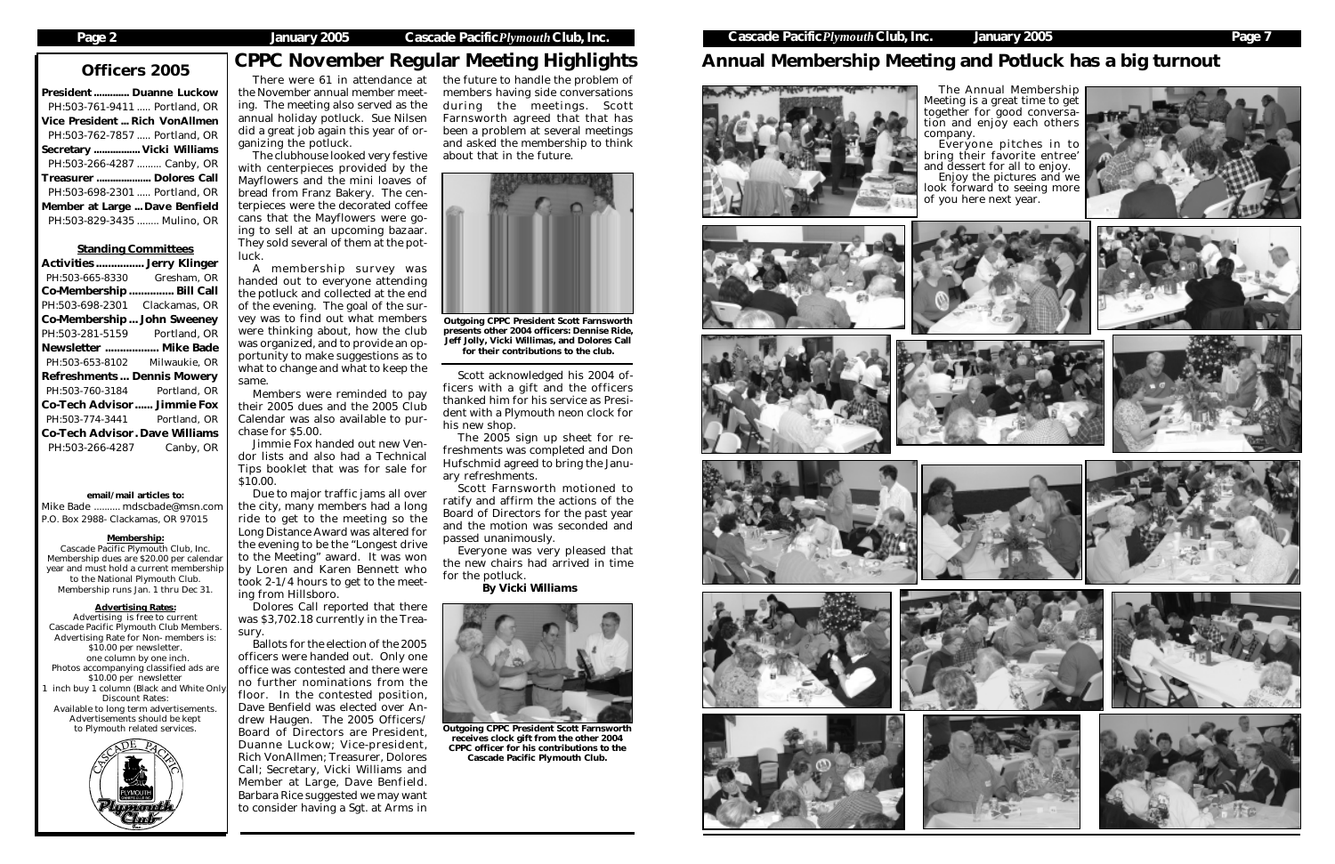## Officers 2005

**President ............ Duanne Luckow**
PH:503-761-9411 ..... Portland, OR

**Vice President ... Rich VonAllmen**
PH:503-762-7857 ..... Portland, OR

**Secretary ................ Vicki Williams**
PH:503-266-4287 ......... Canby, OR

**Treasurer ................... Dolores Call**
PH:503-698-2301 ..... Portland, OR

**Member at Large ... Dave Benfield**
PH:503-829-3435 ........ Mulino, OR

### Standing Committees

**Activities ................ Jerry Klinger**
PH:503-665-8330 Gresham, OR

**Co-Membership .............. Bill Call**
PH:503-698-2301 Clackamas, OR

**Co-Membership ... John Sweeney**
PH:503-281-5159 Portland, OR

**Newsletter ................. Mike Bade**
PH:503-653-8102 Milwaukie, OR

**Refreshments ... Dennis Mowery**
PH:503-760-3184 Portland, OR

**Co-Tech Advisor ...... Jimmie Fox**
PH:503-774-3441 Portland, OR

**Co-Tech Advisor . Dave Williams**
PH:503-266-4287 Canby, OR

**email/mail articles to:**
Mike Bade .......... mdscbade@msn.com
P.O. Box 2988- Clackamas, OR 97015

**Membership:**
Cascade Pacific Plymouth Club, Inc. Membership dues are $20.00 per calendar year and must hold a current membership to the National Plymouth Club. Membership runs Jan. 1 thru Dec 31.

**Advertising Rates:**
Advertising is free to current Cascade Pacific Plymouth Club Members. Advertising Rate for Non- members is: $10.00 per newsletter. one column by one inch. Photos accompanying classified ads are $10.00 per newsletter
1 inch buy 1 column (Black and White Only) Discount Rates:
Available to long term advertisements. Advertisements should be kept to Plymouth related services.

## CPPC November Regular Meeting Highlights

There were 61 in attendance at the November annual member meeting. The meeting also served as the annual holiday potluck. Sue Nilsen did a great job again this year of organizing the potluck.

The clubhouse looked very festive with centerpieces provided by the Mayflowers and the mini loaves of bread from Franz Bakery. The centerpieces were the decorated coffee cans that the Mayflowers were going to sell at an upcoming bazaar. They sold several of them at the potluck.

A membership survey was handed out to everyone attending the potluck and collected at the end of the evening. The goal of the survey was to find out what members were thinking about, how the club was organized, and to provide an opportunity to make suggestions as to what to change and what to keep the same.

Members were reminded to pay their 2005 dues and the 2005 Club Calendar was also available to purchase for $5.00.

Jimmie Fox handed out new Vendor lists and also had a Technical Tips booklet that was for sale for $10.00.

Due to major traffic jams all over the city, many members had a long ride to get to the meeting so the Long Distance Award was altered for the evening to be the "Longest drive to the Meeting" award. It was won by Loren and Karen Bennett who took 2-1/4 hours to get to the meeting from Hillsboro.

Dolores Call reported that there was $3,702.18 currently in the Treasury.

Ballots for the election of the 2005 officers were handed out. Only one office was contested and there were no further nominations from the floor. In the contested position, Dave Benfield was elected over Andrew Haugen. The 2005 Officers/ Board of Directors are President, Duanne Luckow; Vice-president, Rich VonAllmen; Treasurer, Dolores Call; Secretary, Vicki Williams and Member at Large, Dave Benfield. Barbara Rice suggested we may want to consider having a Sgt. at Arms in the future to handle the problem of members having side conversations during the meetings. Scott Farnsworth agreed that that has been a problem at several meetings and asked the membership to think about that in the future.

**Outgoing CPPC President Scott Farnsworth presents other 2004 officers: Dennise Ride, Jeff Jolly, Vicki Willimas, and Dolores Call for their contributions to the club.**

Scott acknowledged his 2004 officers with a gift and the officers thanked him for his service as President with a Plymouth neon clock for his new shop.

The 2005 sign up sheet for refreshments was completed and Don Hufschmid agreed to bring the January refreshments.

Scott Farnsworth motioned to ratify and affirm the actions of the Board of Directors for the past year and the motion was seconded and passed unanimously.

Everyone was very pleased that the new chairs had arrived in time for the potluck.

**By Vicki Williams**

**Outgoing CPPC President Scott Farnsworth receives clock gift from the other 2004 CPPC officer for his contributions to the Cascade Pacific Plymouth Club.**

## Annual Membership Meeting and Potluck has a big turnout

The Annual Membership Meeting is a great time to get together for good conversation and enjoy each others company.

Everyone pitches in to bring their favorite entree' and dessert for all to enjoy.

Enjoy the pictures and we look forward to seeing more of you here next year.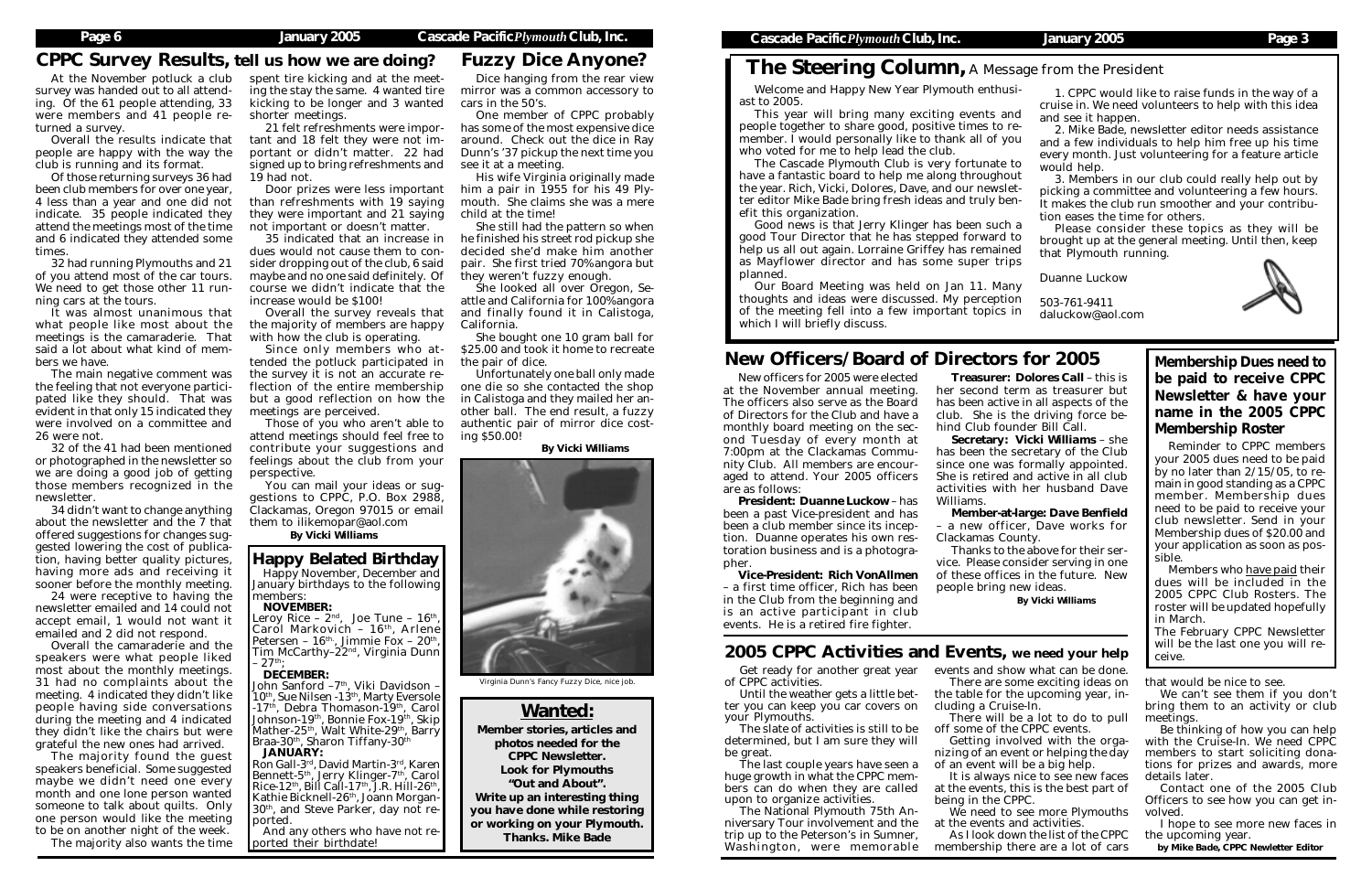## CPPC Survey Results, tell us how we are doing?

At the November potluck a club survey was handed out to all attending. Of the 61 people attending, 33 were members and 41 people returned a survey.

Overall the results indicate that people are happy with the way the club is running and its format.

Of those returning surveys 36 had been club members for over one year, 4 less than a year and one did not indicate. 35 people indicated they attend the meetings most of the time and 6 indicated they attended some times.

32 had running Plymouths and 21 of you attend most of the car tours. We need to get those other 11 running cars at the tours.

It was almost unanimous that what people like most about the meetings is the camaraderie. That said a lot about what kind of members we have.

The main negative comment was the feeling that not everyone participated like they should. That was evident in that only 15 indicated they were involved on a committee and 26 were not.

32 of the 41 had been mentioned or photographed in the newsletter so we are doing a good job of getting those members recognized in the newsletter.

34 didn't want to change anything about the newsletter and the 7 that offered suggestions for changes suggested lowering the cost of publication, having better quality pictures, having more ads and receiving it sooner before the monthly meeting.

24 were receptive to having the newsletter emailed and 14 could not accept email, 1 would not want it emailed and 2 did not respond.

Overall the camaraderie and the speakers were what people liked most about the monthly meetings. 31 had no complaints about the meeting. 4 indicated they didn't like people having side conversations during the meeting and 4 indicated they didn't like the chairs but were grateful the new ones had arrived.

The majority found the guest speakers beneficial. Some suggested maybe we didn't need one every month and one lone person wanted someone to talk about quilts. Only one person would like the meeting to be on another night of the week.

The majority also wants the time spent tire kicking and at the meeting the stay the same. 4 wanted tire kicking to be longer and 3 wanted shorter meetings.

21 felt refreshments were important and 18 felt they were not important or didn't matter. 22 had signed up to bring refreshments and 19 had not.

Door prizes were less important than refreshments with 19 saying they were important and 21 saying not important or doesn't matter.

35 indicated that an increase in dues would not cause them to consider dropping out of the club, 6 said maybe and no one said definitely. Of course we didn't indicate that the increase would be $100!

Overall the survey reveals that the majority of members are happy with how the club is operating.

Since only members who attended the potluck participated in the survey it is not an accurate reflection of the entire membership but a good reflection on how the meetings are perceived.

Those of you who aren't able to attend meetings should feel free to contribute your suggestions and feelings about the club from your perspective.

You can mail your ideas or suggestions to CPPC, P.O. Box 2988, Clackamas, Oregon 97015 or email them to ilikemopar@aol.com

**By Vicki Williams**

## Happy Belated Birthday

Happy November, December and January birthdays to the following members:

**NOVEMBER:**

Leroy Rice – 2nd, Joe Tune – 16th, Carol Markovich – 16th, Arlene Petersen – 16th, Jimmie Fox – 20th, Tim McCarthy–22nd, Virginia Dunn – 27th;

**DECEMBER:**

John Sanford –7th, Viki Davidson – 10th, Sue Nilsen -13th, Marty Eversole -17th, Debra Thomason-19th, Carol Johnson-19th, Bonnie Fox-19th, Skip Mather-25th, Walt White-29th, Barry Braa-30th, Sharon Tiffany-30th

**JANUARY:**

Ron Gall-3rd, David Martin-3rd, Karen Bennett-5th, Jerry Klinger-7th, Carol Rice-12th, Bill Call-17th, J.R. Hill-26th, Kathie Bicknell-26th, Joann Morgan-30th, and Steve Parker, day not reported.

And any others who have not reported their birthdate!

## Fuzzy Dice Anyone?

Dice hanging from the rear view mirror was a common accessory to cars in the 50's.

One member of CPPC probably has some of the most expensive dice around. Check out the dice in Ray Dunn's '37 pickup the next time you see it at a meeting.

His wife Virginia originally made him a pair in 1955 for his 49 Plymouth. She claims she was a mere child at the time!

She still had the pattern so when he finished his street rod pickup she decided she'd make him another pair. She first tried 70% angora but they weren't fuzzy enough.

She looked all over Oregon, Seattle and California for 100% angora and finally found it in Calistoga, California.

She bought one 10 gram ball for $25.00 and took it home to recreate the pair of dice.

Unfortunately one ball only made one die so she contacted the shop in Calistoga and they mailed her another ball. The end result, a fuzzy authentic pair of mirror dice costing $50.00!

**By Vicki Williams**

Virginia Dunn's Fancy Fuzzy Dice, nice job.

## Wanted:

**Member stories, articles and photos needed for the CPPC Newsletter. Look for Plymouths "Out and About". Write up an interesting thing you have done while restoring or working on your Plymouth. Thanks. Mike Bade**

# The Steering Column, A Message from the President

Welcome and Happy New Year Plymouth enthusiast to 2005.

This year will bring many exciting events and people together to share good, positive times to remember. I would personally like to thank all of you who voted for me to help lead the club.

The Cascade Plymouth Club is very fortunate to have a fantastic board to help me along throughout the year. Rich, Vicki, Dolores, Dave, and our newsletter editor Mike Bade bring fresh ideas and truly benefit this organization.

Good news is that Jerry Klinger has been such a good Tour Director that he has stepped forward to help us all out again. Lorraine Griffey has remained as Mayflower director and has some super trips planned.

Our Board Meeting was held on Jan 11. Many thoughts and ideas were discussed. My perception of the meeting fell into a few important topics in which I will briefly discuss.

1. CPPC would like to raise funds in the way of a cruise in. We need volunteers to help with this idea and see it happen.

2. Mike Bade, newsletter editor needs assistance and a few individuals to help him free up his time every month. Just volunteering for a feature article would help.

3. Members in our club could really help out by picking a committee and volunteering a few hours. It makes the club run smoother and your contribution eases the time for others.

Please consider these topics as they will be brought up at the general meeting. Until then, keep that Plymouth running.

Duanne Luckow

503-761-9411
daluckow@aol.com

## New Officers/Board of Directors for 2005

New officers for 2005 were elected at the November annual meeting. The officers also serve as the Board of Directors for the Club and have a monthly board meeting on the second Tuesday of every month at 7:00pm at the Clackamas Community Club. All members are encouraged to attend. Your 2005 officers are as follows:

**President: Duanne Luckow** – has been a past Vice-president and has been a club member since its inception. Duanne operates his own restoration business and is a photographer.

**Vice-President: Rich VonAllmen** – a first time officer, Rich has been in the Club from the beginning and is an active participant in club events. He is a retired fire fighter.

**Treasurer: Dolores Call** – this is her second term as treasurer but has been active in all aspects of the club. She is the driving force behind Club founder Bill Call.

**Secretary: Vicki Williams** – she has been the secretary of the Club since one was formally appointed. She is retired and active in all club activities with her husband Dave Williams.

**Member-at-large: Dave Benfield** – a new officer, Dave works for Clackamas County.

Thanks to the above for their service. Please consider serving in one of these offices in the future. New people bring new ideas.

**By Vicki Williams**

## Membership Dues need to be paid to receive CPPC Newsletter & have your name in the 2005 CPPC Membership Roster

Reminder to CPPC members your 2005 dues need to be paid by no later than 2/15/05, to remain in good standing as a CPPC member. Membership dues need to be paid to receive your club newsletter. Send in your Membership dues of $20.00 and your application as soon as possible.

Members who have paid their dues will be included in the 2005 CPPC Club Rosters. The roster will be updated hopefully in March.

The February CPPC Newsletter will be the last one you will receive.

## 2005 CPPC Activities and Events, we need your help

Get ready for another great year of CPPC activities.

Until the weather gets a little better you can keep you car covers on your Plymouths.

The slate of activities is still to be determined, but I am sure they will be great.

The last couple years have seen a huge growth in what the CPPC members can do when they are called upon to organize activities.

The National Plymouth 75th Anniversary Tour involvement and the trip up to the Peterson's in Sumner, Washington, were memorable events and show what can be done.

There are some exciting ideas on the table for the upcoming year, including a Cruise-In.

There will be a lot to do to pull off some of the CPPC events.

Getting involved with the organizing of an event or helping the day of an event will be a big help.

It is always nice to see new faces at the events, this is the best part of being in the CPPC.

We need to see more Plymouths at the events and activities.

As I look down the list of the CPPC membership there are a lot of cars that would be nice to see.

We can't see them if you don't bring them to an activity or club meetings.

Be thinking of how you can help with the Cruise-In. We need CPPC members to start soliciting donations for prizes and awards, more details later.

Contact one of the 2005 Club Officers to see how you can get involved.

I hope to see more new faces in the upcoming year.

**by Mike Bade, CPPC Newletter Editor**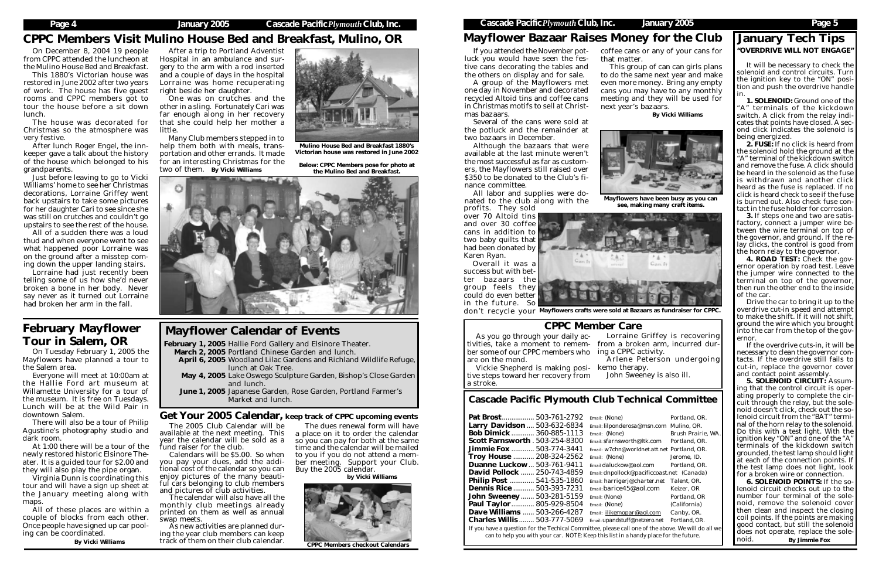## CPPC Members Visit Mulino House Bed and Breakfast, Mulino, OR

On December 8, 2004 19 people from CPPC attended the luncheon at the Mulino House Bed and Breakfast.

This 1880's Victorian house was restored in June 2002 after two years of work. The house has five guest rooms and CPPC members got to tour the house before a sit down lunch.

The house was decorated for Christmas so the atmosphere was very festive.

After lunch Roger Engel, the innkeeper gave a talk about the history of the house which belonged to his grandparents.

Just before leaving to go to Vicki Williams' home to see her Christmas decorations, Lorraine Griffey went back upstairs to take some pictures for her daughter Cari to see since she was still on crutches and couldn't go upstairs to see the rest of the house.

All of a sudden there was a loud thud and when everyone went to see what happened poor Lorraine was on the ground after a misstep coming down the upper landing stairs.

Lorraine had just recently been telling some of us how she'd never broken a bone in her body. Never say never as it turned out Lorraine had broken her arm in the fall.

After a trip to Portland Adventist Hospital in an ambulance and surgery to the arm with a rod inserted and a couple of days in the hospital Lorraine was home recuperating right beside her daughter.

One was on crutches and the other in a sling. Fortunately Cari was far enough along in her recovery that she could help her mother a little.

Many Club members stepped in to help them both with meals, transportation and other errands. It made for an interesting Christmas for the two of them. **By Vicki Williams**

**Mulino House Bed and Breakfast 1880's Victorian house was restored in June 2002**

**Below: CPPC Members pose for photo at the Mulino Bed and Breakfast.**

## February Mayflower Tour in Salem, OR

On Tuesday February 1, 2005 the Mayflowers have planned a tour to the Salem area.

Everyone will meet at 10:00am at the Hallie Ford art museum at Willamette University for a tour of the museum. It is free on Tuesdays. Lunch will be at the Wild Pair in downtown Salem.

There will also be a tour of Philip Agustine's photography studio and dark room.

At 1:00 there will be a tour of the newly restored historic Elsinore Theater. It is a guided tour for $2.00 and they will also play the pipe organ.

Virginia Dunn is coordinating this tour and will have a sign up sheet at the January meeting along with maps.

All of these places are within a couple of blocks from each other. Once people have signed up car pooling can be coordinated.

**By Vicki Williams**

## Mayflower Calendar of Events

**February 1, 2005** Hallie Ford Gallery and Elsinore Theater.
**March 2, 2005** Portland Chinese Garden and lunch.
**April 6, 2005** Woodland Lilac Gardens and Richland Wildlife Refuge, lunch at Oak Tree.
**May 4, 2005** Lake Oswego Sculpture Garden, Bishop's Close Garden and lunch.
**June 1, 2005** Japanese Garden, Rose Garden, Portland Farmer's Market and lunch.

## Get Your 2005 Calendar, keep track of CPPC upcoming events

The 2005 Club Calendar will be available at the next meeting. This year the calendar will be sold as a fund raiser for the club.

Calendars will be $5.00. So when you pay your dues, add the additional cost of the calendar so you can enjoy pictures of the many beautiful cars belonging to club members and pictures of club activities.

The calendar will also have all the monthly club meetings already printed on them as well as annual swap meets.

As new activities are planned during the year club members can keep track of them on their club calendar.

The dues renewal form will have a place on it to order the calendar so you can pay for both at the same time and the calendar will be mailed to you if you do not attend a member meeting. Support your Club. Buy the 2005 calendar.

**by Vicki Williams**

**CPPC Members checkout Calendars**

## Mayflower Bazaar Raises Money for the Club

If you attended the November potluck you would have seen the festive cans decorating the tables and the others on display and for sale.

A group of the Mayflowers met one day in November and decorated recycled Altoid tins and coffee cans in Christmas motifs to sell at Christmas bazaars.

Several of the cans were sold at the potluck and the remainder at two bazaars in December.

Although the bazaars that were available at the last minute weren't the most successful as far as customers, the Mayflowers still raised over $350 to be donated to the Club's finance committee.

All labor and supplies were donated to the club along with the profits. They sold over 70 Altoid tins and over 30 coffee cans in addition to two baby quilts that had been donated by Karen Ryan.

Overall it was a success but with better bazaars the group feels they could do even better in the future. So don't recycle your coffee cans or any of your cans for that matter.

This group of can can girls plans to do the same next year and make even more money. Bring any empty cans you may have to any monthly meeting and they will be used for next year's bazaars.

**By Vicki Williams**

**Mayflowers have been busy as you can see, making many craft items.**

**Mayflowers crafts were sold at Bazaars as fundraiser for CPPC.**

## CPPC Member Care

As you go through your daily activities, take a moment to remember some of our CPPC members who are on the mend.

Vickie Shepherd is making positive steps toward her recovery from a stroke.

Lorraine Griffey is recovering from a broken arm, incurred during a CPPC activity.

Arlene Peterson undergoing kemo therapy.

John Sweeney is also ill.

## Cascade Pacific Plymouth Club Technical Committee

| | | | |
|---|---|---|---|
| **Pat Brost** | 503-761-2792 | Email: (None) | Portland, OR. |
| **Larry Davidson** | 503-632-6834 | Email: lilponderosa@msn.com | Mulino, OR. |
| **Bob Dimick** | 360-885-1113 | Email: (None) | Brush Prairie, WA. |
| **Scott Farnsworth** | 503-254-8300 | Email: sfarnsworth@ltk.com | Portland, OR. |
| **Jimmie Fox** | 503-774-3441 | Email: w7chn@worldnet.att.net | Portland, OR. |
| **Troy House** | 208-324-2562 | Email: (None) | Jerome, ID. |
| **Duanne Luckow** | 503-761-9411 | Email daluckow@aol.com | Portland, OR. |
| **David Pollock** | 250-743-4859 | Email: dnpollock@pacificcoast.net | (Canada) |
| **Philip Post** | 541-535-1860 | Email: harrigerj@charter.net | Talent, OR. |
| **Dennis Rice** | 503-393-7231 | Email: barice45@aol.com | Keizer, OR |
| **John Sweeney** | 503-281-5159 | Email: (None) | Portland, OR |
| **Paul Taylor** | 805-929-8504 | Email: (None) | (California) |
| **Dave Williams** | 503-266-4287 | Email: jlikemopar@aol.com | Canby, OR. |
| **Charles Willis** | 503-777-5069 | Email: upandstuff@netzero.net | Portland, OR. |

If you have a question for the Techical Committee, please call one of the above. We will do all we can to help you with your car. NOTE: Keep this list in a handy place for the future.

## January Tech Tips

### "OVERDRIVE WILL NOT ENGAGE"

It will be necessary to check the solenoid and control circuits. Turn the ignition key to the "ON" position and push the overdrive handle in.

**1. SOLENOID:** Ground one of the "A" terminals of the kickdown switch. A click from the relay indicates that points have closed. A second click indicates the solenoid is being energized.

**2. FUSE:** If no click is heard from the solenoid hold the ground at the "A" terminal of the kickdown switch and remove the fuse. A click should be heard in the solenoid as the fuse is withdrawn and another click heard as the fuse is replaced. If no click is heard check to see if the fuse is burned out. Also check fuse contact in the fuse holder for corrosion.

**3.** If steps one and two are satisfactory, connect a jumper wire between the wire terminal on top of the governor, and ground. If the relay clicks, the control is good from the horn relay to the governor.

**4. ROAD TEST:** Check the governor operation by road test. Leave the jumper wire connected to the terminal on top of the governor, then run the other end to the inside of the car.

Drive the car to bring it up to the overdrive cut-in speed and attempt to make the shift. If it will not shift, ground the wire which you brought into the car from the top of the governor.

If the overdrive cuts-in, it will be necessary to clean the governor contacts. If the overdrive still fails to cut-in, replace the governor cover and contact point assembly.

**5. SOLENOID CIRCUIT:** Assuming that the control circuit is operating properly to complete the circuit through the relay, but the solenoid doesn't click, check out the solenoid circuit from the "BAT" terminal of the horn relay to the solenoid. Do this with a test light. With the ignition key "ON" and one of the "A" terminals of the kickdown switch grounded, the test lamp should light at each of the connection points. If the test lamp does not light, look for a broken wire or connection.

**6. SOLENOID POINTS:** If the solenoid circuit checks out up to the number four terminal of the solenoid, remove the solenoid cover then clean and inspect the closing coil points. If the points are making good contact, but still the solenoid does not operate, replace the solenoid. **By Jimmie Fox**